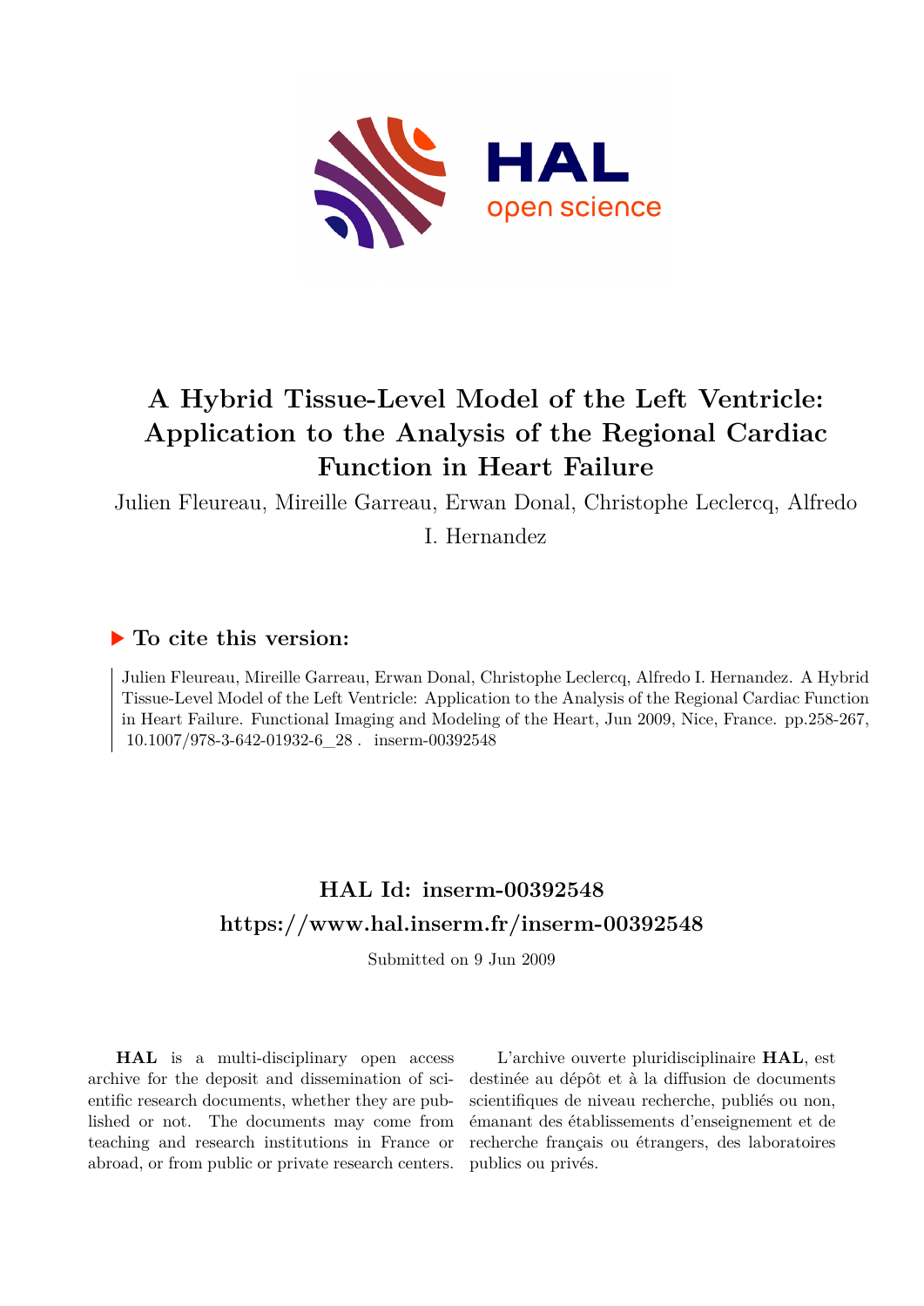# A Hybrid Tissue-Level Model of the Left Ventricle: Application to the Analysis of the Regional Cardiac Function in Heart Failure

Julien Fleureau, Mireille Garreau, Erwan Donal, Christophe Leclercq, Alfredo I. Hernandez

## ▶ To cite this version:

Julien Fleureau, Mireille Garreau, Erwan Donal, Christophe Leclercq, Alfredo I. Hernandez. A Hybrid Tissue-Level Model of the Left Ventricle: Application to the Analysis of the Regional Cardiac Function in Heart Failure. Functional Imaging and Modeling of the Heart, Jun 2009, Nice, France. pp.258-267, 10.1007/978-3-642-01932-6_28 . inserm-00392548

## HAL Id: inserm-00392548
## https://www.hal.inserm.fr/inserm-00392548

Submitted on 9 Jun 2009

**HAL** is a multi-disciplinary open access archive for the deposit and dissemination of scientific research documents, whether they are published or not. The documents may come from teaching and research institutions in France or abroad, or from public or private research centers.

L'archive ouverte pluridisciplinaire **HAL**, est destinée au dépôt et à la diffusion de documents scientifiques de niveau recherche, publiés ou non, émanant des établissements d'enseignement et de recherche français ou étrangers, des laboratoires publics ou privés.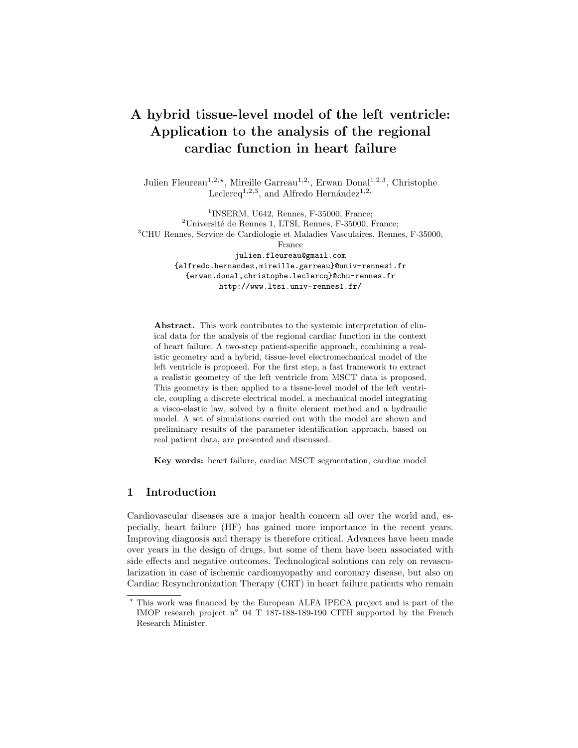# A hybrid tissue-level model of the left ventricle: Application to the analysis of the regional cardiac function in heart failure

Julien Fleureau[1,2,⋆], Mireille Garreau[1,2,], Erwan Donal[1,2,3], Christophe Leclercq[1,2,3], and Alfredo Hernández[1,2,]

[1]INSERM, U642, Rennes, F-35000, France;
[2]Université de Rennes 1, LTSI, Rennes, F-35000, France;
[3]CHU Rennes, Service de Cardiologie et Maladies Vasculaires, Rennes, F-35000, France

julien.fleureau@gmail.com
{alfredo.hernandez,mireille.garreau}@univ-rennes1.fr
{erwan.donal,christophe.leclercq}@chu-rennes.fr
http://www.ltsi.univ-rennes1.fr/

**Abstract.** This work contributes to the systemic interpretation of clinical data for the analysis of the regional cardiac function in the context of heart failure. A two-step patient-specific approach, combining a realistic geometry and a hybrid, tissue-level electromechanical model of the left ventricle is proposed. For the first step, a fast framework to extract a realistic geometry of the left ventricle from MSCT data is proposed. This geometry is then applied to a tissue-level model of the left ventricle, coupling a discrete electrical model, a mechanical model integrating a visco-elastic law, solved by a finite element method and a hydraulic model. A set of simulations carried out with the model are shown and preliminary results of the parameter identification approach, based on real patient data, are presented and discussed.

**Key words:** heart failure, cardiac MSCT segmentation, cardiac model

## 1 Introduction

Cardiovascular diseases are a major health concern all over the world and, especially, heart failure (HF) has gained more importance in the recent years. Improving diagnosis and therapy is therefore critical. Advances have been made over years in the design of drugs, but some of them have been associated with side effects and negative outcomes. Technological solutions can rely on revascularization in case of ischemic cardiomyopathy and coronary disease, but also on Cardiac Resynchronization Therapy (CRT) in heart failure patients who remain

⋆ This work was financed by the European ALFA IPECA project and is part of the IMOP research project n° 04 T 187-188-189-190 CITH supported by the French Research Minister.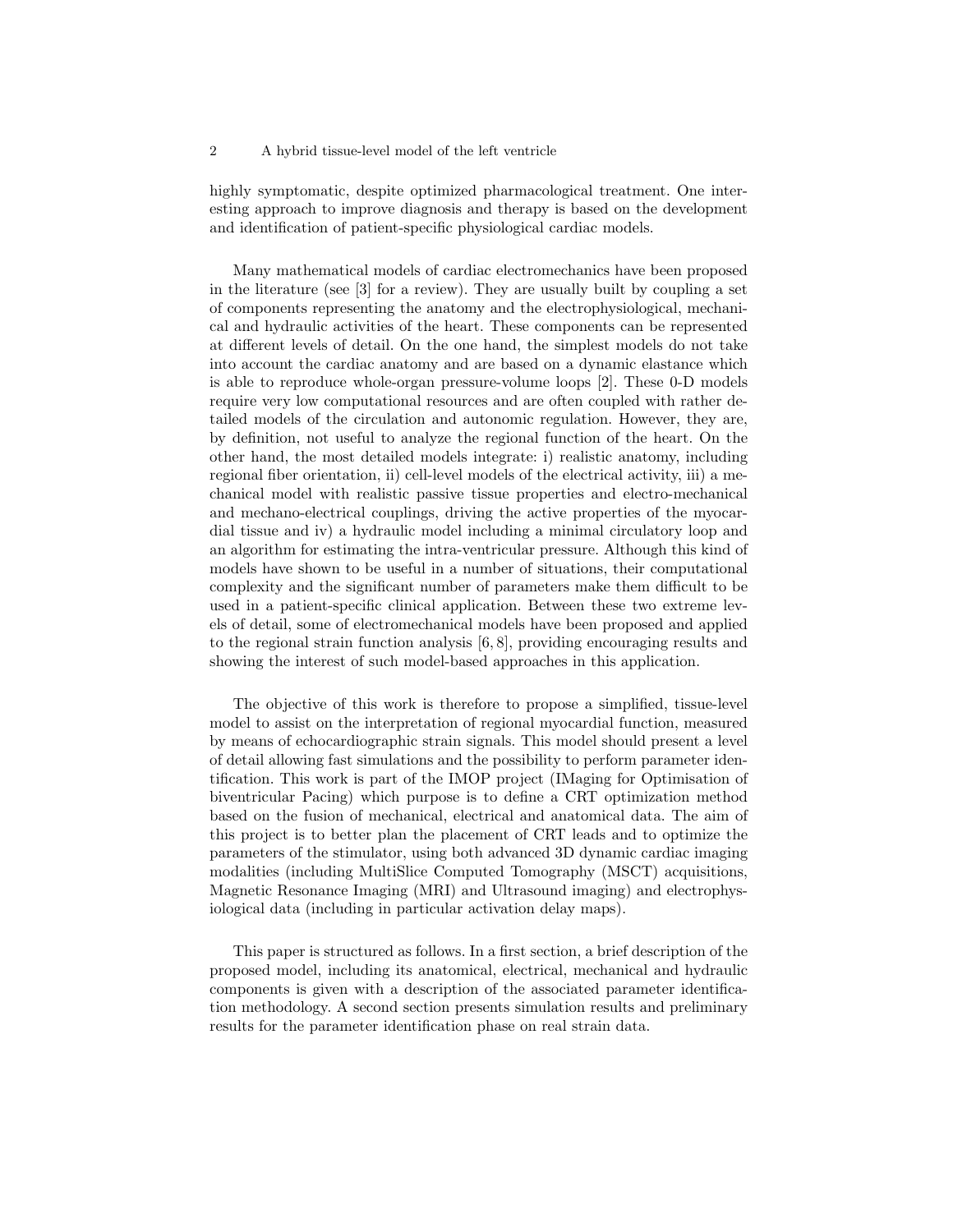highly symptomatic, despite optimized pharmacological treatment. One interesting approach to improve diagnosis and therapy is based on the development and identification of patient-specific physiological cardiac models.

Many mathematical models of cardiac electromechanics have been proposed in the literature (see [3] for a review). They are usually built by coupling a set of components representing the anatomy and the electrophysiological, mechanical and hydraulic activities of the heart. These components can be represented at different levels of detail. On the one hand, the simplest models do not take into account the cardiac anatomy and are based on a dynamic elastance which is able to reproduce whole-organ pressure-volume loops [2]. These 0-D models require very low computational resources and are often coupled with rather detailed models of the circulation and autonomic regulation. However, they are, by definition, not useful to analyze the regional function of the heart. On the other hand, the most detailed models integrate: i) realistic anatomy, including regional fiber orientation, ii) cell-level models of the electrical activity, iii) a mechanical model with realistic passive tissue properties and electro-mechanical and mechano-electrical couplings, driving the active properties of the myocardial tissue and iv) a hydraulic model including a minimal circulatory loop and an algorithm for estimating the intra-ventricular pressure. Although this kind of models have shown to be useful in a number of situations, their computational complexity and the significant number of parameters make them difficult to be used in a patient-specific clinical application. Between these two extreme levels of detail, some of electromechanical models have been proposed and applied to the regional strain function analysis [6, 8], providing encouraging results and showing the interest of such model-based approaches in this application.

The objective of this work is therefore to propose a simplified, tissue-level model to assist on the interpretation of regional myocardial function, measured by means of echocardiographic strain signals. This model should present a level of detail allowing fast simulations and the possibility to perform parameter identification. This work is part of the IMOP project (IMaging for Optimisation of biventricular Pacing) which purpose is to define a CRT optimization method based on the fusion of mechanical, electrical and anatomical data. The aim of this project is to better plan the placement of CRT leads and to optimize the parameters of the stimulator, using both advanced 3D dynamic cardiac imaging modalities (including MultiSlice Computed Tomography (MSCT) acquisitions, Magnetic Resonance Imaging (MRI) and Ultrasound imaging) and electrophysiological data (including in particular activation delay maps).

This paper is structured as follows. In a first section, a brief description of the proposed model, including its anatomical, electrical, mechanical and hydraulic components is given with a description of the associated parameter identification methodology. A second section presents simulation results and preliminary results for the parameter identification phase on real strain data.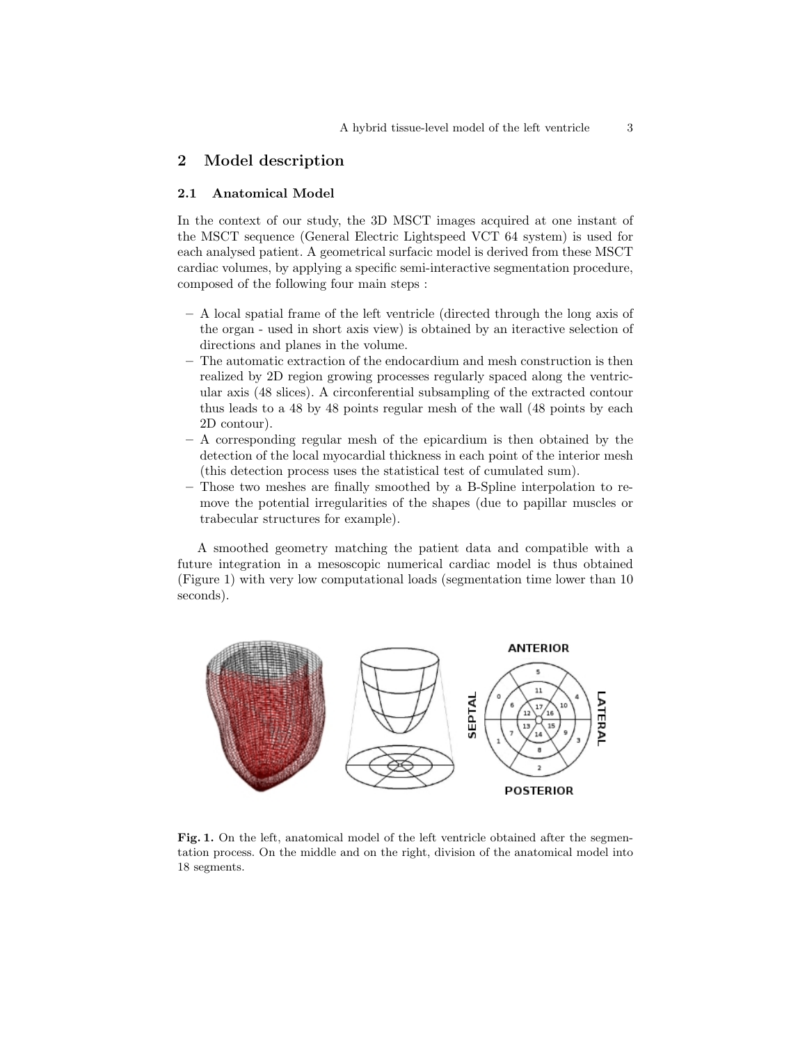## 2 Model description

### 2.1 Anatomical Model

In the context of our study, the 3D MSCT images acquired at one instant of the MSCT sequence (General Electric Lightspeed VCT 64 system) is used for each analysed patient. A geometrical surfacic model is derived from these MSCT cardiac volumes, by applying a specific semi-interactive segmentation procedure, composed of the following four main steps :

- A local spatial frame of the left ventricle (directed through the long axis of the organ - used in short axis view) is obtained by an iteractive selection of directions and planes in the volume.
- The automatic extraction of the endocardium and mesh construction is then realized by 2D region growing processes regularly spaced along the ventricular axis (48 slices). A circonferential subsampling of the extracted contour thus leads to a 48 by 48 points regular mesh of the wall (48 points by each 2D contour).
- A corresponding regular mesh of the epicardium is then obtained by the detection of the local myocardial thickness in each point of the interior mesh (this detection process uses the statistical test of cumulated sum).
- Those two meshes are finally smoothed by a B-Spline interpolation to remove the potential irregularities of the shapes (due to papillar muscles or trabecular structures for example).

A smoothed geometry matching the patient data and compatible with a future integration in a mesoscopic numerical cardiac model is thus obtained (Figure 1) with very low computational loads (segmentation time lower than 10 seconds).

**Fig. 1.** On the left, anatomical model of the left ventricle obtained after the segmentation process. On the middle and on the right, division of the anatomical model into 18 segments.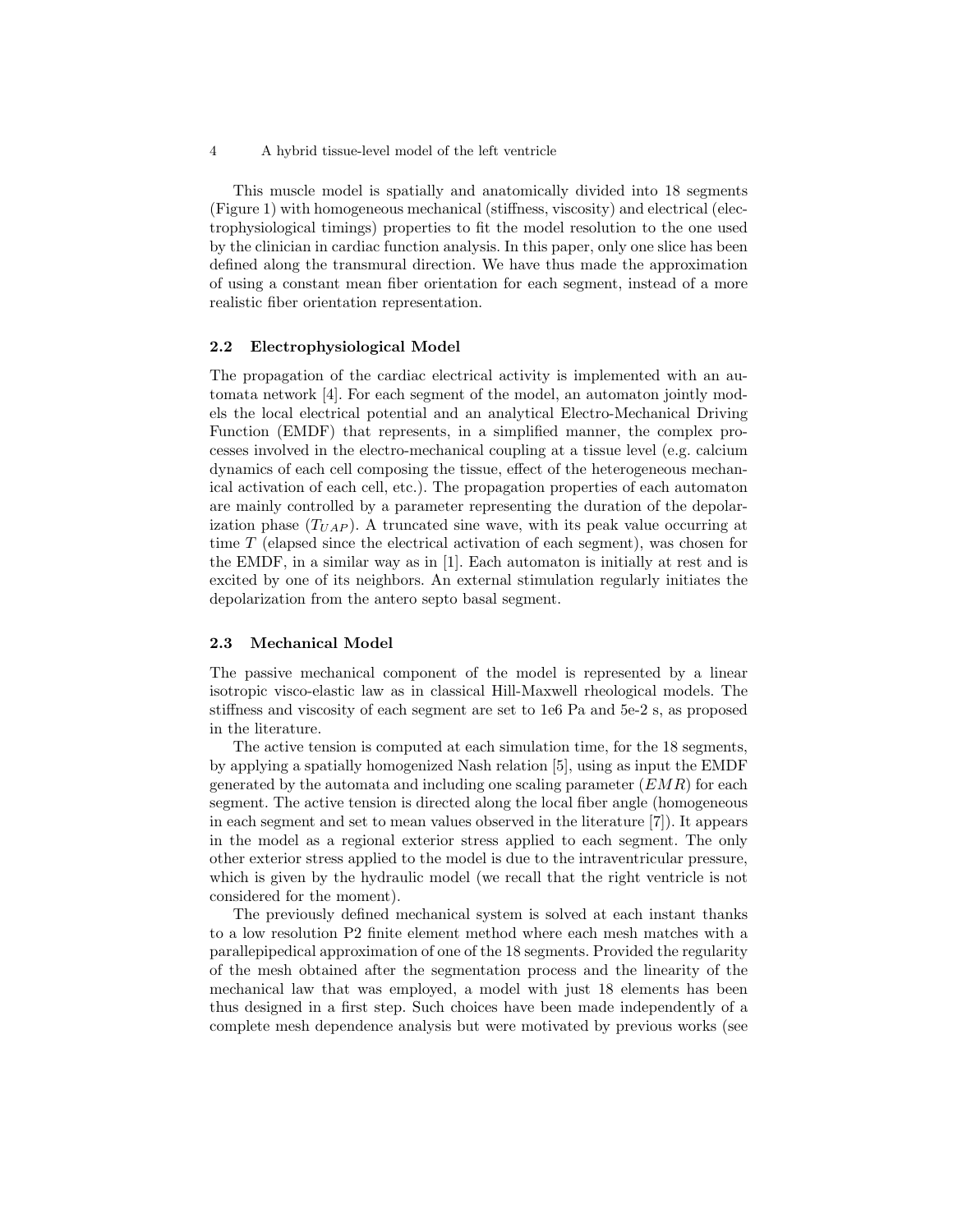This muscle model is spatially and anatomically divided into 18 segments (Figure 1) with homogeneous mechanical (stiffness, viscosity) and electrical (electrophysiological timings) properties to fit the model resolution to the one used by the clinician in cardiac function analysis. In this paper, only one slice has been defined along the transmural direction. We have thus made the approximation of using a constant mean fiber orientation for each segment, instead of a more realistic fiber orientation representation.

### 2.2 Electrophysiological Model

The propagation of the cardiac electrical activity is implemented with an automata network [4]. For each segment of the model, an automaton jointly models the local electrical potential and an analytical Electro-Mechanical Driving Function (EMDF) that represents, in a simplified manner, the complex processes involved in the electro-mechanical coupling at a tissue level (e.g. calcium dynamics of each cell composing the tissue, effect of the heterogeneous mechanical activation of each cell, etc.). The propagation properties of each automaton are mainly controlled by a parameter representing the duration of the depolarization phase ($T_{UAP}$). A truncated sine wave, with its peak value occurring at time $T$ (elapsed since the electrical activation of each segment), was chosen for the EMDF, in a similar way as in [1]. Each automaton is initially at rest and is excited by one of its neighbors. An external stimulation regularly initiates the depolarization from the antero septo basal segment.

### 2.3 Mechanical Model

The passive mechanical component of the model is represented by a linear isotropic visco-elastic law as in classical Hill-Maxwell rheological models. The stiffness and viscosity of each segment are set to 1e6 Pa and 5e-2 s, as proposed in the literature.

The active tension is computed at each simulation time, for the 18 segments, by applying a spatially homogenized Nash relation [5], using as input the EMDF generated by the automata and including one scaling parameter ($EMR$) for each segment. The active tension is directed along the local fiber angle (homogeneous in each segment and set to mean values observed in the literature [7]). It appears in the model as a regional exterior stress applied to each segment. The only other exterior stress applied to the model is due to the intraventricular pressure, which is given by the hydraulic model (we recall that the right ventricle is not considered for the moment).

The previously defined mechanical system is solved at each instant thanks to a low resolution P2 finite element method where each mesh matches with a parallepipedical approximation of one of the 18 segments. Provided the regularity of the mesh obtained after the segmentation process and the linearity of the mechanical law that was employed, a model with just 18 elements has been thus designed in a first step. Such choices have been made independently of a complete mesh dependence analysis but were motivated by previous works (see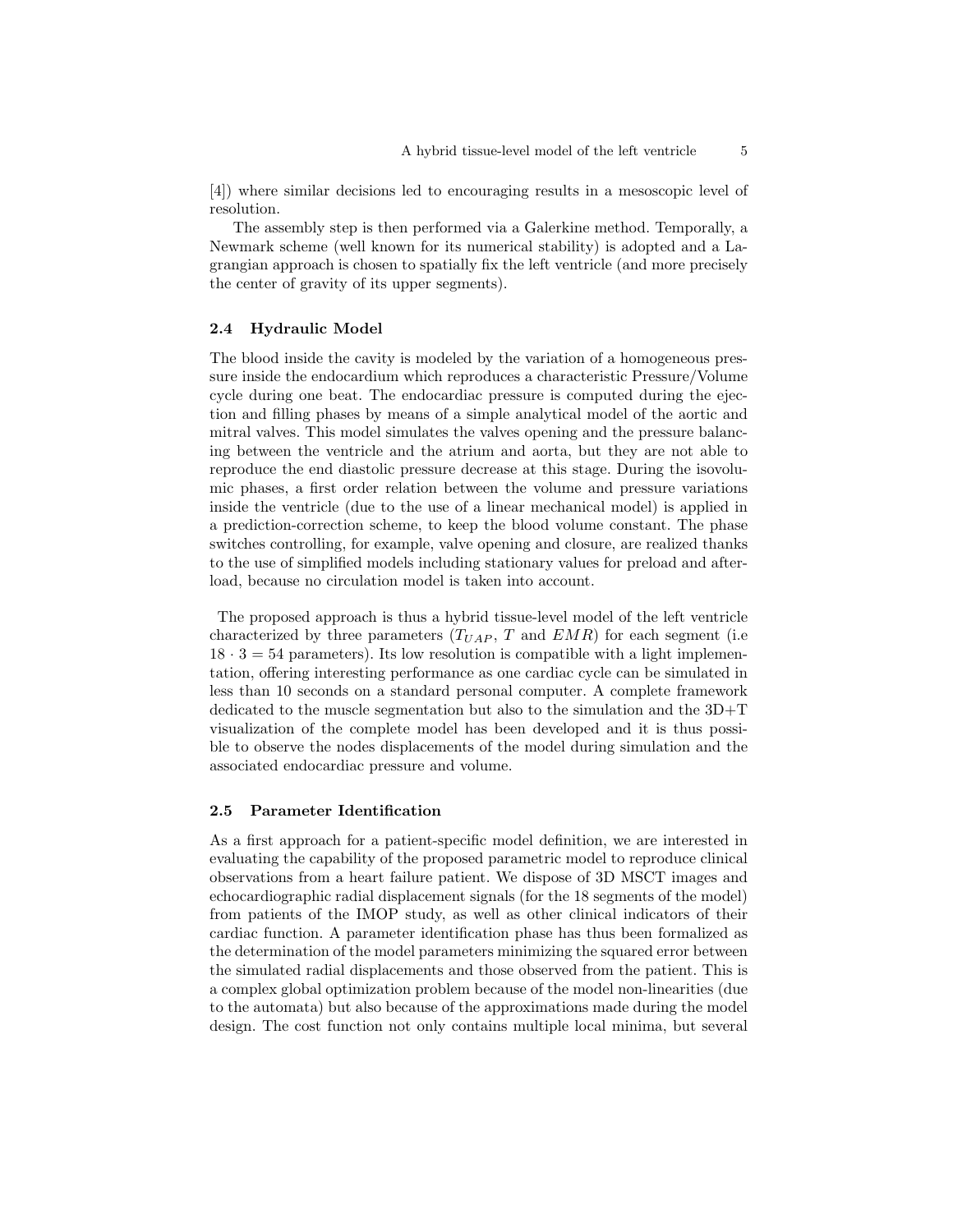[4]) where similar decisions led to encouraging results in a mesoscopic level of resolution.

The assembly step is then performed via a Galerkine method. Temporally, a Newmark scheme (well known for its numerical stability) is adopted and a Lagrangian approach is chosen to spatially fix the left ventricle (and more precisely the center of gravity of its upper segments).

### 2.4 Hydraulic Model

The blood inside the cavity is modeled by the variation of a homogeneous pressure inside the endocardium which reproduces a characteristic Pressure/Volume cycle during one beat. The endocardiac pressure is computed during the ejection and filling phases by means of a simple analytical model of the aortic and mitral valves. This model simulates the valves opening and the pressure balancing between the ventricle and the atrium and aorta, but they are not able to reproduce the end diastolic pressure decrease at this stage. During the isovolumic phases, a first order relation between the volume and pressure variations inside the ventricle (due to the use of a linear mechanical model) is applied in a prediction-correction scheme, to keep the blood volume constant. The phase switches controlling, for example, valve opening and closure, are realized thanks to the use of simplified models including stationary values for preload and afterload, because no circulation model is taken into account.

The proposed approach is thus a hybrid tissue-level model of the left ventricle characterized by three parameters ($T_{UAP}$, $T$ and $EMR$) for each segment (i.e $18 \cdot 3 = 54$ parameters). Its low resolution is compatible with a light implementation, offering interesting performance as one cardiac cycle can be simulated in less than 10 seconds on a standard personal computer. A complete framework dedicated to the muscle segmentation but also to the simulation and the 3D+T visualization of the complete model has been developed and it is thus possible to observe the nodes displacements of the model during simulation and the associated endocardiac pressure and volume.

### 2.5 Parameter Identification

As a first approach for a patient-specific model definition, we are interested in evaluating the capability of the proposed parametric model to reproduce clinical observations from a heart failure patient. We dispose of 3D MSCT images and echocardiographic radial displacement signals (for the 18 segments of the model) from patients of the IMOP study, as well as other clinical indicators of their cardiac function. A parameter identification phase has thus been formalized as the determination of the model parameters minimizing the squared error between the simulated radial displacements and those observed from the patient. This is a complex global optimization problem because of the model non-linearities (due to the automata) but also because of the approximations made during the model design. The cost function not only contains multiple local minima, but several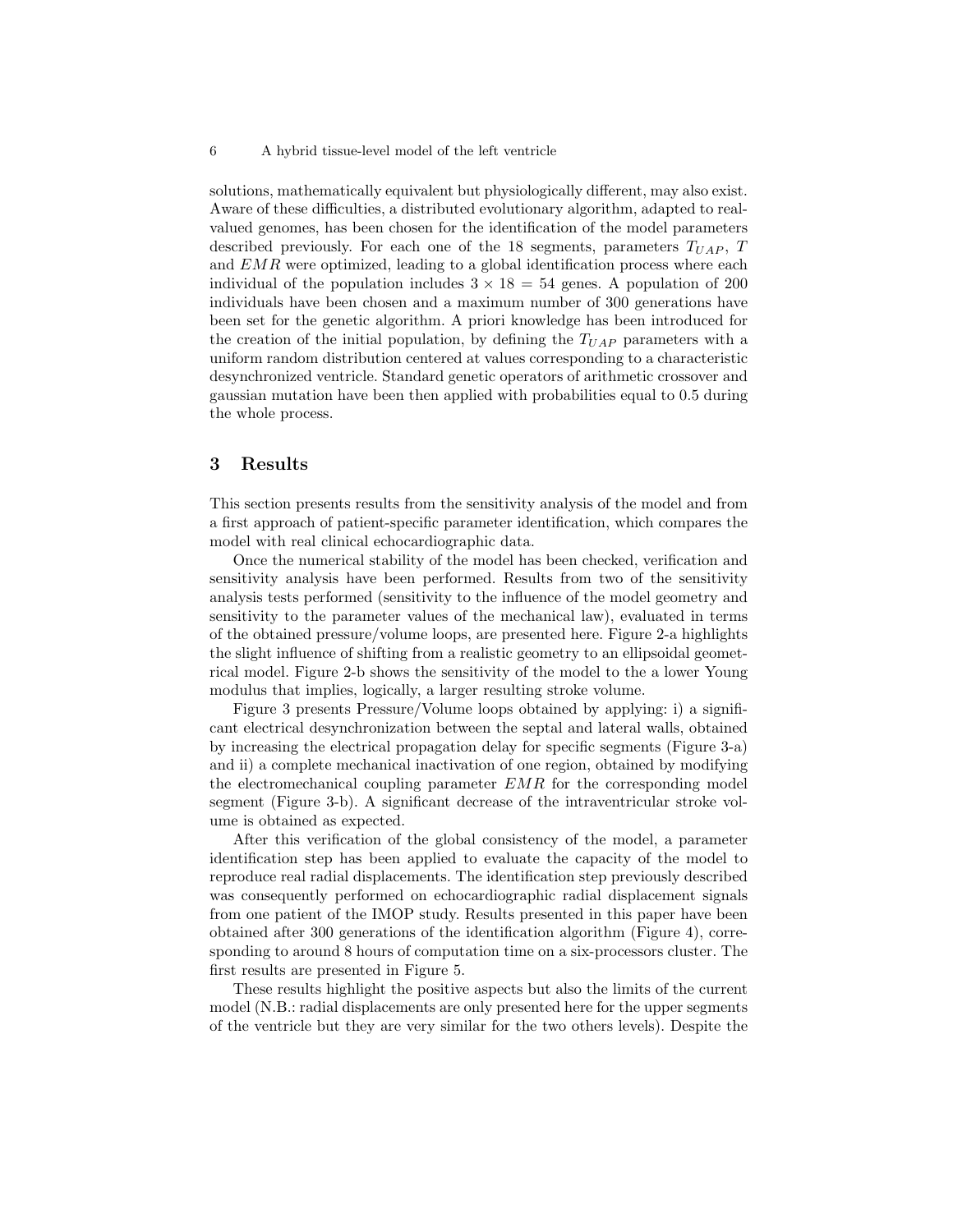solutions, mathematically equivalent but physiologically different, may also exist. Aware of these difficulties, a distributed evolutionary algorithm, adapted to real-valued genomes, has been chosen for the identification of the model parameters described previously. For each one of the 18 segments, parameters $T_{UAP}$, $T$ and $EMR$ were optimized, leading to a global identification process where each individual of the population includes $3 \times 18 = 54$ genes. A population of 200 individuals have been chosen and a maximum number of 300 generations have been set for the genetic algorithm. A priori knowledge has been introduced for the creation of the initial population, by defining the $T_{UAP}$ parameters with a uniform random distribution centered at values corresponding to a characteristic desynchronized ventricle. Standard genetic operators of arithmetic crossover and gaussian mutation have been then applied with probabilities equal to 0.5 during the whole process.

## 3 Results

This section presents results from the sensitivity analysis of the model and from a first approach of patient-specific parameter identification, which compares the model with real clinical echocardiographic data.

Once the numerical stability of the model has been checked, verification and sensitivity analysis have been performed. Results from two of the sensitivity analysis tests performed (sensitivity to the influence of the model geometry and sensitivity to the parameter values of the mechanical law), evaluated in terms of the obtained pressure/volume loops, are presented here. Figure 2-a highlights the slight influence of shifting from a realistic geometry to an ellipsoidal geometrical model. Figure 2-b shows the sensitivity of the model to the a lower Young modulus that implies, logically, a larger resulting stroke volume.

Figure 3 presents Pressure/Volume loops obtained by applying: i) a significant electrical desynchronization between the septal and lateral walls, obtained by increasing the electrical propagation delay for specific segments (Figure 3-a) and ii) a complete mechanical inactivation of one region, obtained by modifying the electromechanical coupling parameter $EMR$ for the corresponding model segment (Figure 3-b). A significant decrease of the intraventricular stroke volume is obtained as expected.

After this verification of the global consistency of the model, a parameter identification step has been applied to evaluate the capacity of the model to reproduce real radial displacements. The identification step previously described was consequently performed on echocardiographic radial displacement signals from one patient of the IMOP study. Results presented in this paper have been obtained after 300 generations of the identification algorithm (Figure 4), corresponding to around 8 hours of computation time on a six-processors cluster. The first results are presented in Figure 5.

These results highlight the positive aspects but also the limits of the current model (N.B.: radial displacements are only presented here for the upper segments of the ventricle but they are very similar for the two others levels). Despite the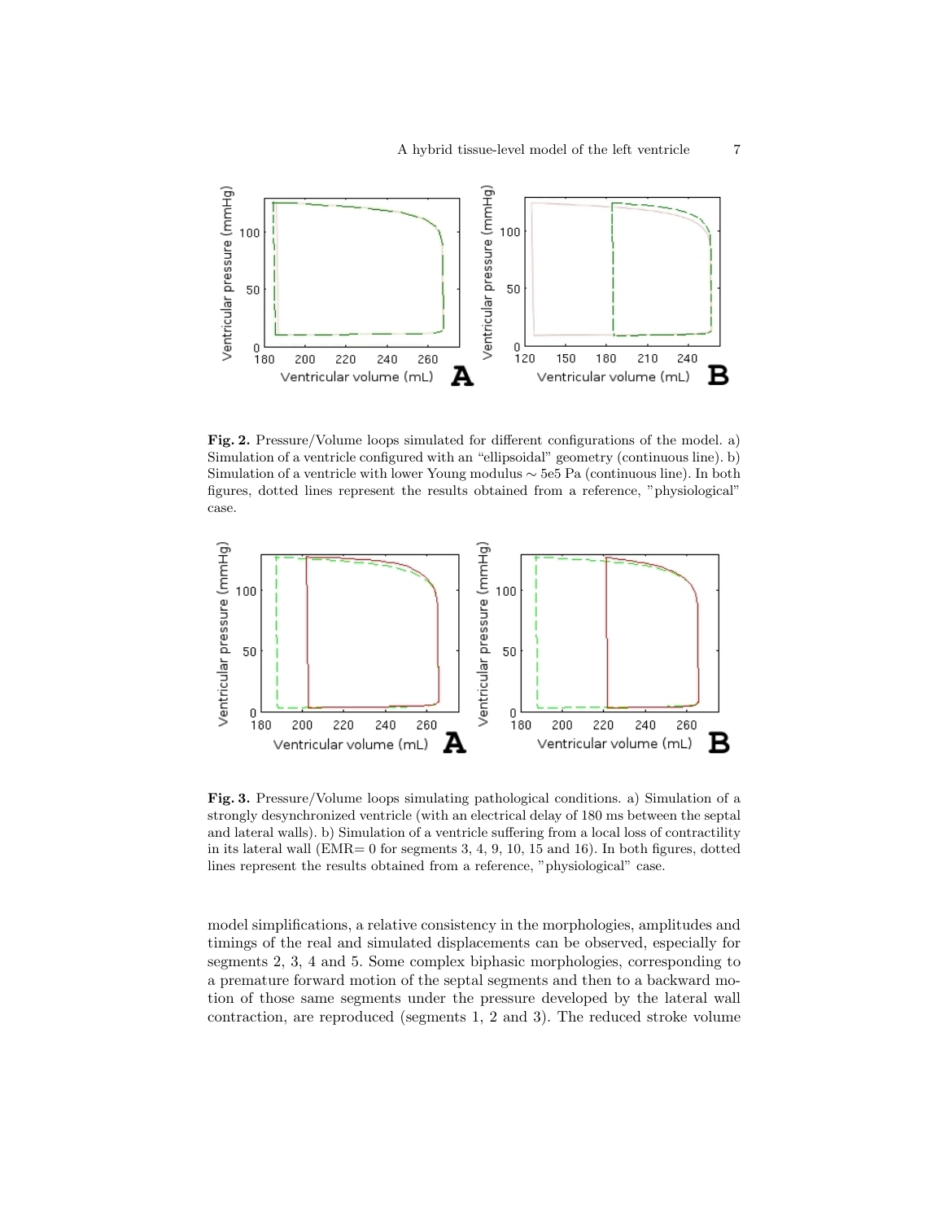**Fig. 2.** Pressure/Volume loops simulated for different configurations of the model. a) Simulation of a ventricle configured with an "ellipsoidal" geometry (continuous line). b) Simulation of a ventricle with lower Young modulus $\sim$ 5e5 Pa (continuous line). In both figures, dotted lines represent the results obtained from a reference, "physiological" case.

**Fig. 3.** Pressure/Volume loops simulating pathological conditions. a) Simulation of a strongly desynchronized ventricle (with an electrical delay of 180 ms between the septal and lateral walls). b) Simulation of a ventricle suffering from a local loss of contractility in its lateral wall (EMR= 0 for segments 3, 4, 9, 10, 15 and 16). In both figures, dotted lines represent the results obtained from a reference, "physiological" case.

model simplifications, a relative consistency in the morphologies, amplitudes and timings of the real and simulated displacements can be observed, especially for segments 2, 3, 4 and 5. Some complex biphasic morphologies, corresponding to a premature forward motion of the septal segments and then to a backward motion of those same segments under the pressure developed by the lateral wall contraction, are reproduced (segments 1, 2 and 3). The reduced stroke volume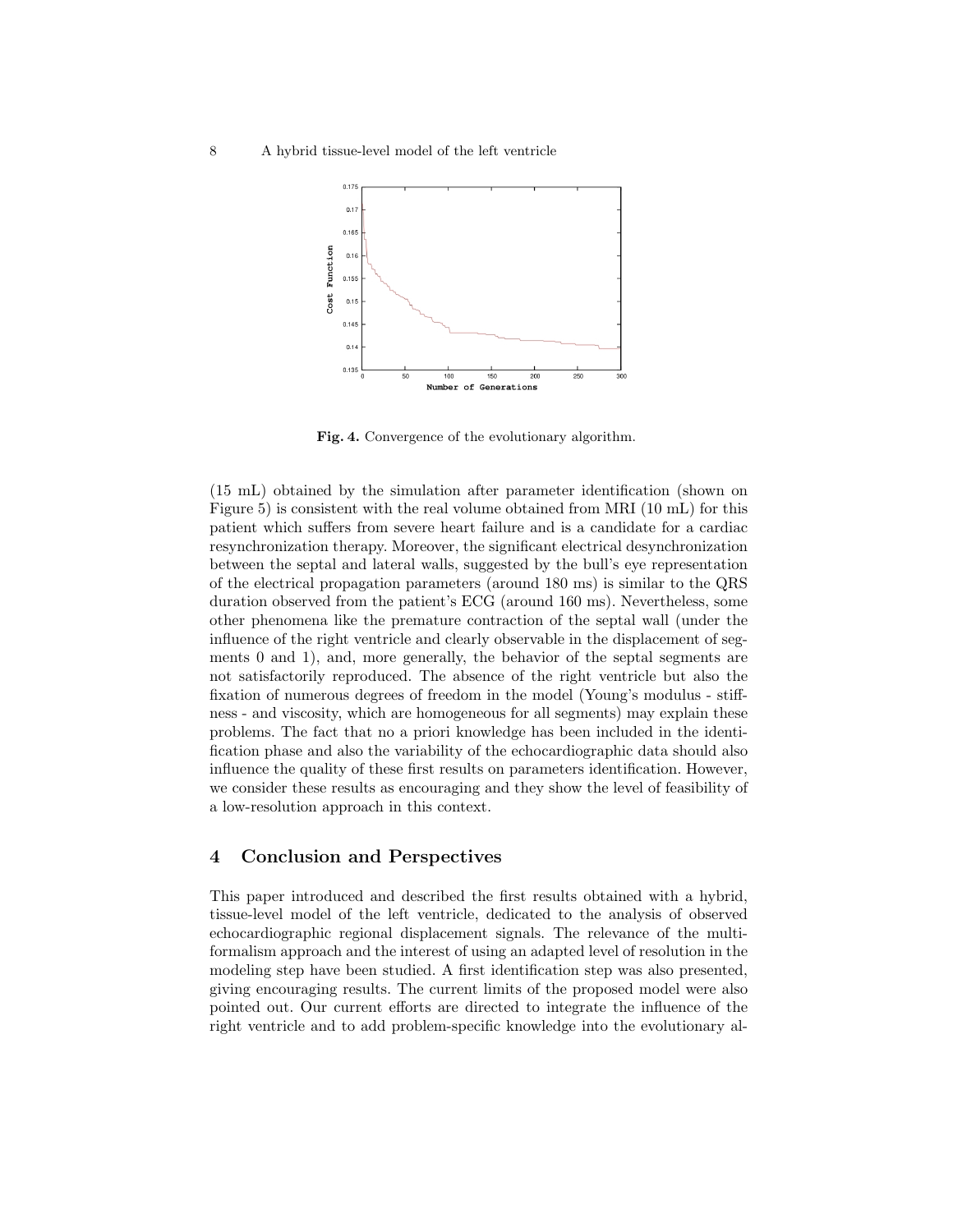**Fig. 4.** Convergence of the evolutionary algorithm.

(15 mL) obtained by the simulation after parameter identification (shown on Figure 5) is consistent with the real volume obtained from MRI (10 mL) for this patient which suffers from severe heart failure and is a candidate for a cardiac resynchronization therapy. Moreover, the significant electrical desynchronization between the septal and lateral walls, suggested by the bull's eye representation of the electrical propagation parameters (around 180 ms) is similar to the QRS duration observed from the patient's ECG (around 160 ms). Nevertheless, some other phenomena like the premature contraction of the septal wall (under the influence of the right ventricle and clearly observable in the displacement of segments 0 and 1), and, more generally, the behavior of the septal segments are not satisfactorily reproduced. The absence of the right ventricle but also the fixation of numerous degrees of freedom in the model (Young's modulus - stiffness - and viscosity, which are homogeneous for all segments) may explain these problems. The fact that no a priori knowledge has been included in the identification phase and also the variability of the echocardiographic data should also influence the quality of these first results on parameters identification. However, we consider these results as encouraging and they show the level of feasibility of a low-resolution approach in this context.

## 4 Conclusion and Perspectives

This paper introduced and described the first results obtained with a hybrid, tissue-level model of the left ventricle, dedicated to the analysis of observed echocardiographic regional displacement signals. The relevance of the multi-formalism approach and the interest of using an adapted level of resolution in the modeling step have been studied. A first identification step was also presented, giving encouraging results. The current limits of the proposed model were also pointed out. Our current efforts are directed to integrate the influence of the right ventricle and to add problem-specific knowledge into the evolutionary al-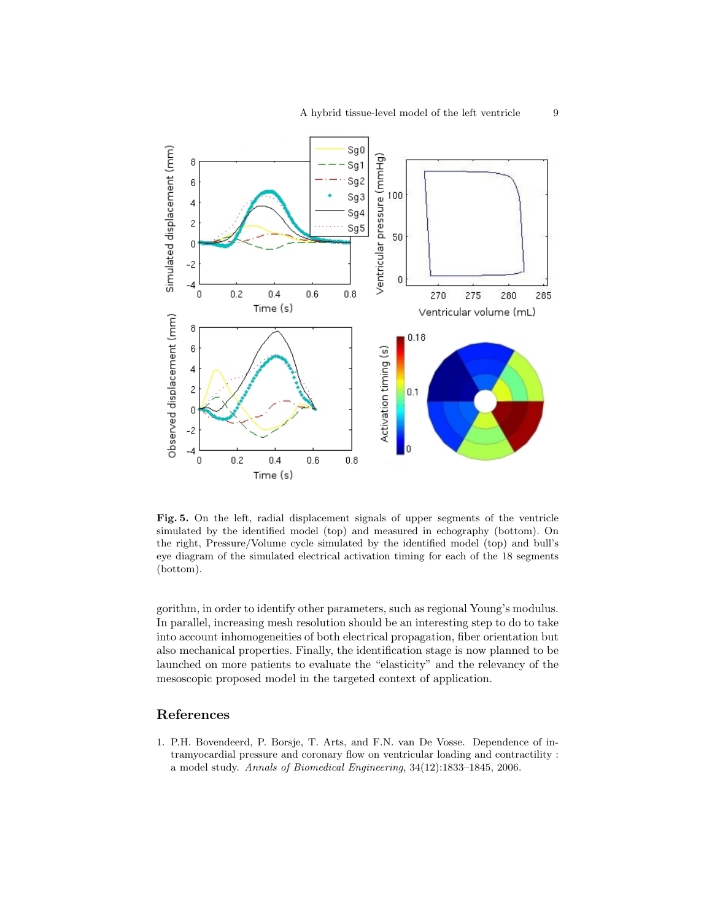**Fig. 5.** On the left, radial displacement signals of upper segments of the ventricle simulated by the identified model (top) and measured in echography (bottom). On the right, Pressure/Volume cycle simulated by the identified model (top) and bull's eye diagram of the simulated electrical activation timing for each of the 18 segments (bottom).

gorithm, in order to identify other parameters, such as regional Young's modulus. In parallel, increasing mesh resolution should be an interesting step to do to take into account inhomogeneities of both electrical propagation, fiber orientation but also mechanical properties. Finally, the identification stage is now planned to be launched on more patients to evaluate the "elasticity" and the relevancy of the mesoscopic proposed model in the targeted context of application.

## References

1. P.H. Bovendeerd, P. Borsje, T. Arts, and F.N. van De Vosse. Dependence of intramyocardial pressure and coronary flow on ventricular loading and contractility : a model study. *Annals of Biomedical Engineering*, 34(12):1833–1845, 2006.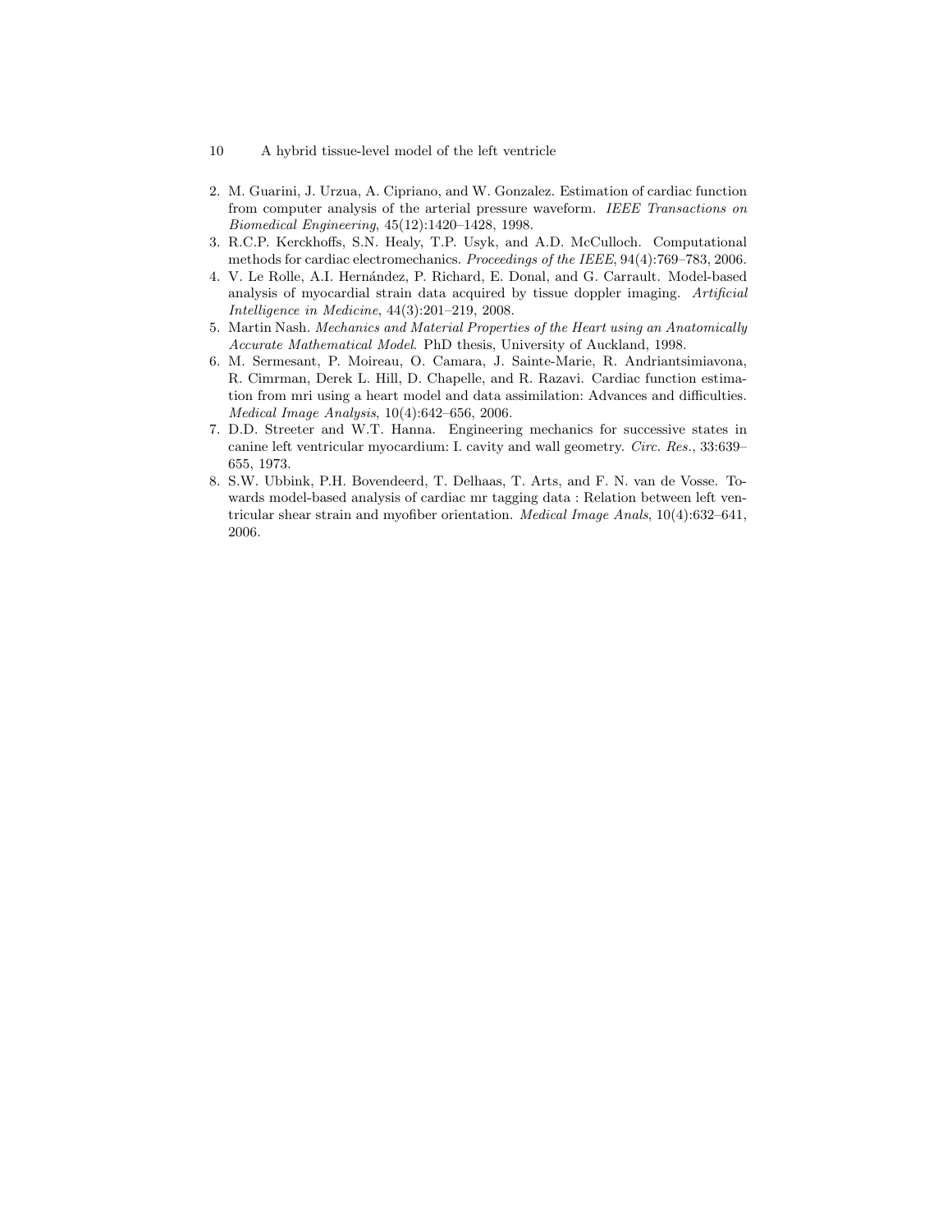2. M. Guarini, J. Urzua, A. Cipriano, and W. Gonzalez. Estimation of cardiac function from computer analysis of the arterial pressure waveform. *IEEE Transactions on Biomedical Engineering*, 45(12):1420–1428, 1998.
3. R.C.P. Kerckhoffs, S.N. Healy, T.P. Usyk, and A.D. McCulloch. Computational methods for cardiac electromechanics. *Proceedings of the IEEE*, 94(4):769–783, 2006.
4. V. Le Rolle, A.I. Hernández, P. Richard, E. Donal, and G. Carrault. Model-based analysis of myocardial strain data acquired by tissue doppler imaging. *Artificial Intelligence in Medicine*, 44(3):201–219, 2008.
5. Martin Nash. *Mechanics and Material Properties of the Heart using an Anatomically Accurate Mathematical Model*. PhD thesis, University of Auckland, 1998.
6. M. Sermesant, P. Moireau, O. Camara, J. Sainte-Marie, R. Andriantsimiavona, R. Cimrman, Derek L. Hill, D. Chapelle, and R. Razavi. Cardiac function estimation from mri using a heart model and data assimilation: Advances and difficulties. *Medical Image Analysis*, 10(4):642–656, 2006.
7. D.D. Streeter and W.T. Hanna. Engineering mechanics for successive states in canine left ventricular myocardium: I. cavity and wall geometry. *Circ. Res.*, 33:639–655, 1973.
8. S.W. Ubbink, P.H. Bovendeerd, T. Delhaas, T. Arts, and F. N. van de Vosse. Towards model-based analysis of cardiac mr tagging data : Relation between left ventricular shear strain and myofiber orientation. *Medical Image Anals*, 10(4):632–641, 2006.